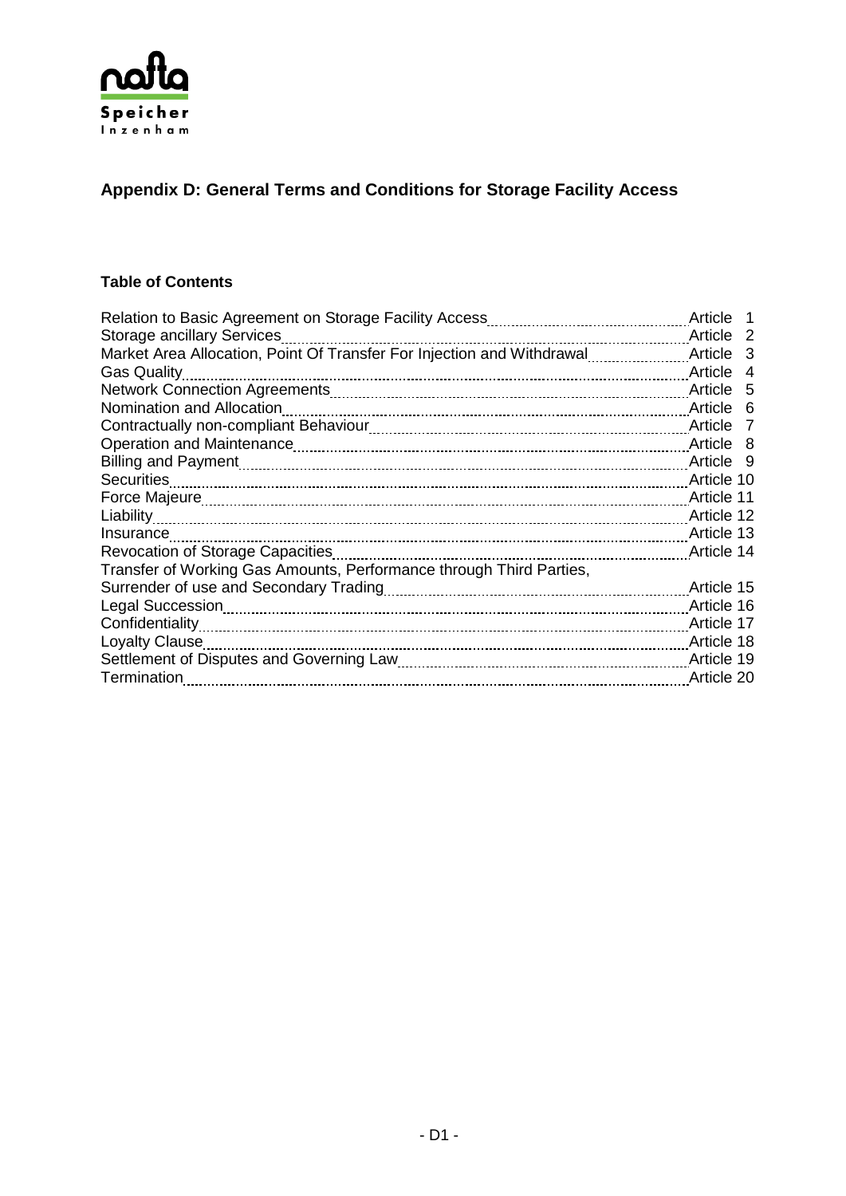nafta Speicher Inzenham

## Appendix D: General Terms and Conditions for Storage Facility Access

### Table of Contents

| | |
|---|---|
| Relation to Basic Agreement on Storage Facility Access | Article 1 |
| Storage ancillary Services | Article 2 |
| Market Area Allocation, Point Of Transfer For Injection and Withdrawal | Article 3 |
| Gas Quality | Article 4 |
| Network Connection Agreements | Article 5 |
| Nomination and Allocation | Article 6 |
| Contractually non-compliant Behaviour | Article 7 |
| Operation and Maintenance | Article 8 |
| Billing and Payment | Article 9 |
| Securities | Article 10 |
| Force Majeure | Article 11 |
| Liability | Article 12 |
| Insurance | Article 13 |
| Revocation of Storage Capacities | Article 14 |
| Transfer of Working Gas Amounts, Performance through Third Parties, Surrender of use and Secondary Trading | Article 15 |
| Legal Succession | Article 16 |
| Confidentiality | Article 17 |
| Loyalty Clause | Article 18 |
| Settlement of Disputes and Governing Law | Article 19 |
| Termination | Article 20 |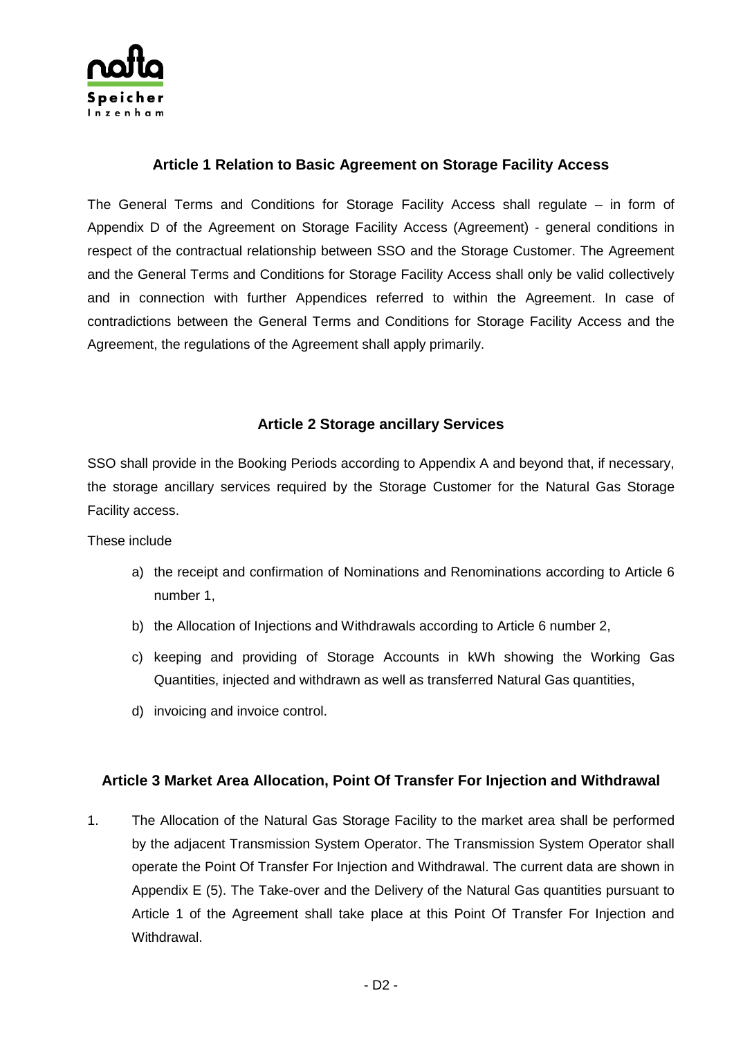## Article 1 Relation to Basic Agreement on Storage Facility Access

The General Terms and Conditions for Storage Facility Access shall regulate – in form of Appendix D of the Agreement on Storage Facility Access (Agreement) - general conditions in respect of the contractual relationship between SSO and the Storage Customer. The Agreement and the General Terms and Conditions for Storage Facility Access shall only be valid collectively and in connection with further Appendices referred to within the Agreement. In case of contradictions between the General Terms and Conditions for Storage Facility Access and the Agreement, the regulations of the Agreement shall apply primarily.

## Article 2 Storage ancillary Services

SSO shall provide in the Booking Periods according to Appendix A and beyond that, if necessary, the storage ancillary services required by the Storage Customer for the Natural Gas Storage Facility access.

These include

a) the receipt and confirmation of Nominations and Renominations according to Article 6 number 1,

b) the Allocation of Injections and Withdrawals according to Article 6 number 2,

c) keeping and providing of Storage Accounts in kWh showing the Working Gas Quantities, injected and withdrawn as well as transferred Natural Gas quantities,

d) invoicing and invoice control.

## Article 3 Market Area Allocation, Point Of Transfer For Injection and Withdrawal

1. The Allocation of the Natural Gas Storage Facility to the market area shall be performed by the adjacent Transmission System Operator. The Transmission System Operator shall operate the Point Of Transfer For Injection and Withdrawal. The current data are shown in Appendix E (5). The Take-over and the Delivery of the Natural Gas quantities pursuant to Article 1 of the Agreement shall take place at this Point Of Transfer For Injection and Withdrawal.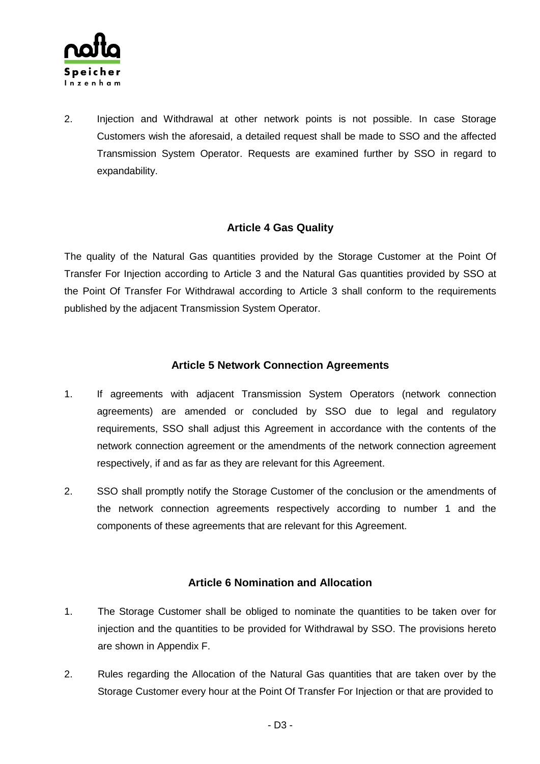2. Injection and Withdrawal at other network points is not possible. In case Storage Customers wish the aforesaid, a detailed request shall be made to SSO and the affected Transmission System Operator. Requests are examined further by SSO in regard to expandability.

## Article 4 Gas Quality

The quality of the Natural Gas quantities provided by the Storage Customer at the Point Of Transfer For Injection according to Article 3 and the Natural Gas quantities provided by SSO at the Point Of Transfer For Withdrawal according to Article 3 shall conform to the requirements published by the adjacent Transmission System Operator.

## Article 5 Network Connection Agreements

1. If agreements with adjacent Transmission System Operators (network connection agreements) are amended or concluded by SSO due to legal and regulatory requirements, SSO shall adjust this Agreement in accordance with the contents of the network connection agreement or the amendments of the network connection agreement respectively, if and as far as they are relevant for this Agreement.

2. SSO shall promptly notify the Storage Customer of the conclusion or the amendments of the network connection agreements respectively according to number 1 and the components of these agreements that are relevant for this Agreement.

## Article 6 Nomination and Allocation

1. The Storage Customer shall be obliged to nominate the quantities to be taken over for injection and the quantities to be provided for Withdrawal by SSO. The provisions hereto are shown in Appendix F.

2. Rules regarding the Allocation of the Natural Gas quantities that are taken over by the Storage Customer every hour at the Point Of Transfer For Injection or that are provided to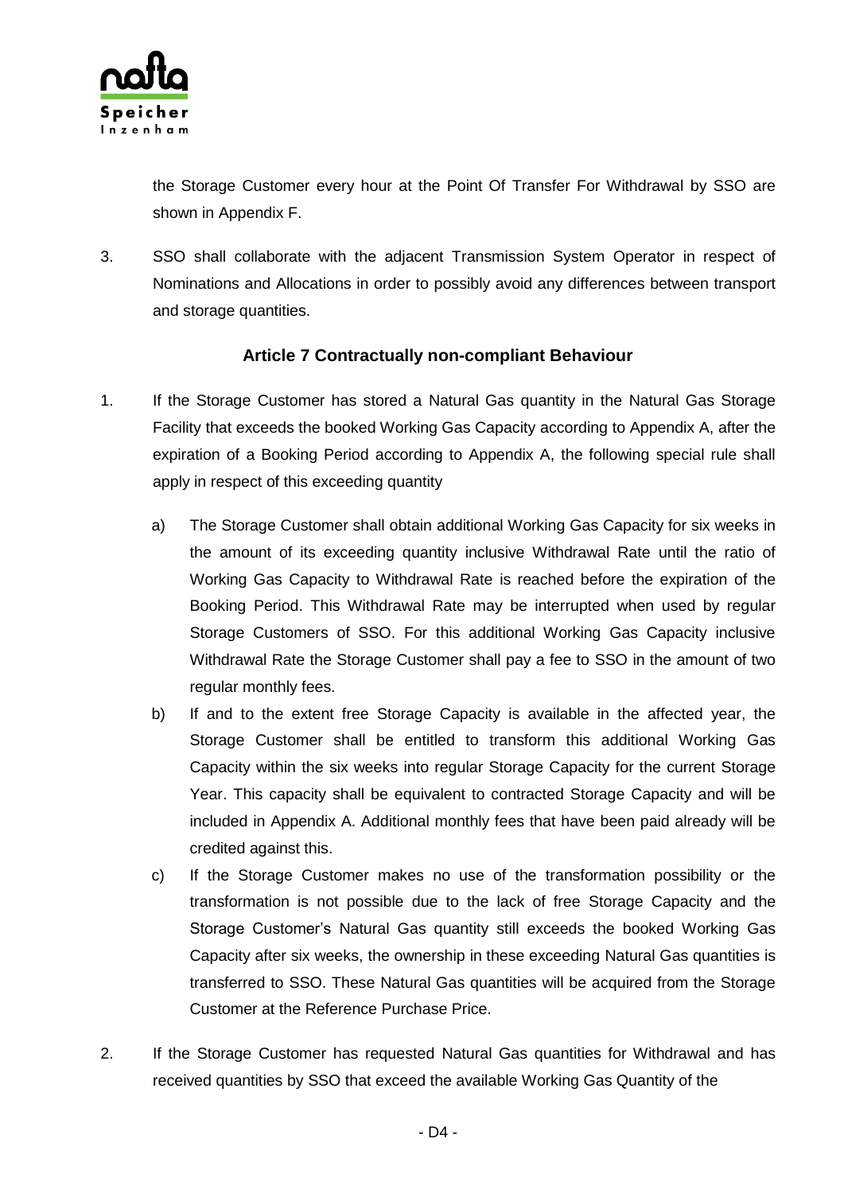the Storage Customer every hour at the Point Of Transfer For Withdrawal by SSO are shown in Appendix F.

3. SSO shall collaborate with the adjacent Transmission System Operator in respect of Nominations and Allocations in order to possibly avoid any differences between transport and storage quantities.

## Article 7 Contractually non-compliant Behaviour

1. If the Storage Customer has stored a Natural Gas quantity in the Natural Gas Storage Facility that exceeds the booked Working Gas Capacity according to Appendix A, after the expiration of a Booking Period according to Appendix A, the following special rule shall apply in respect of this exceeding quantity

   a) The Storage Customer shall obtain additional Working Gas Capacity for six weeks in the amount of its exceeding quantity inclusive Withdrawal Rate until the ratio of Working Gas Capacity to Withdrawal Rate is reached before the expiration of the Booking Period. This Withdrawal Rate may be interrupted when used by regular Storage Customers of SSO. For this additional Working Gas Capacity inclusive Withdrawal Rate the Storage Customer shall pay a fee to SSO in the amount of two regular monthly fees.

   b) If and to the extent free Storage Capacity is available in the affected year, the Storage Customer shall be entitled to transform this additional Working Gas Capacity within the six weeks into regular Storage Capacity for the current Storage Year. This capacity shall be equivalent to contracted Storage Capacity and will be included in Appendix A. Additional monthly fees that have been paid already will be credited against this.

   c) If the Storage Customer makes no use of the transformation possibility or the transformation is not possible due to the lack of free Storage Capacity and the Storage Customer's Natural Gas quantity still exceeds the booked Working Gas Capacity after six weeks, the ownership in these exceeding Natural Gas quantities is transferred to SSO. These Natural Gas quantities will be acquired from the Storage Customer at the Reference Purchase Price.

2. If the Storage Customer has requested Natural Gas quantities for Withdrawal and has received quantities by SSO that exceed the available Working Gas Quantity of the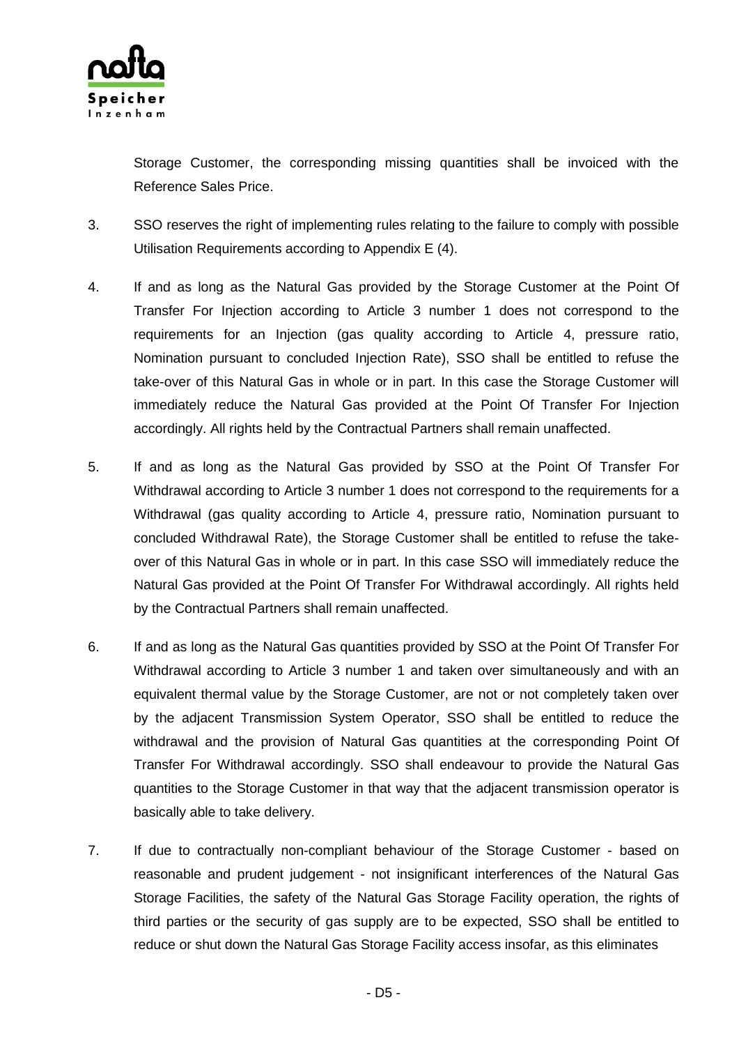Storage Customer, the corresponding missing quantities shall be invoiced with the Reference Sales Price.

3. SSO reserves the right of implementing rules relating to the failure to comply with possible Utilisation Requirements according to Appendix E (4).

4. If and as long as the Natural Gas provided by the Storage Customer at the Point Of Transfer For Injection according to Article 3 number 1 does not correspond to the requirements for an Injection (gas quality according to Article 4, pressure ratio, Nomination pursuant to concluded Injection Rate), SSO shall be entitled to refuse the take-over of this Natural Gas in whole or in part. In this case the Storage Customer will immediately reduce the Natural Gas provided at the Point Of Transfer For Injection accordingly. All rights held by the Contractual Partners shall remain unaffected.

5. If and as long as the Natural Gas provided by SSO at the Point Of Transfer For Withdrawal according to Article 3 number 1 does not correspond to the requirements for a Withdrawal (gas quality according to Article 4, pressure ratio, Nomination pursuant to concluded Withdrawal Rate), the Storage Customer shall be entitled to refuse the take-over of this Natural Gas in whole or in part. In this case SSO will immediately reduce the Natural Gas provided at the Point Of Transfer For Withdrawal accordingly. All rights held by the Contractual Partners shall remain unaffected.

6. If and as long as the Natural Gas quantities provided by SSO at the Point Of Transfer For Withdrawal according to Article 3 number 1 and taken over simultaneously and with an equivalent thermal value by the Storage Customer, are not or not completely taken over by the adjacent Transmission System Operator, SSO shall be entitled to reduce the withdrawal and the provision of Natural Gas quantities at the corresponding Point Of Transfer For Withdrawal accordingly. SSO shall endeavour to provide the Natural Gas quantities to the Storage Customer in that way that the adjacent transmission operator is basically able to take delivery.

7. If due to contractually non-compliant behaviour of the Storage Customer - based on reasonable and prudent judgement - not insignificant interferences of the Natural Gas Storage Facilities, the safety of the Natural Gas Storage Facility operation, the rights of third parties or the security of gas supply are to be expected, SSO shall be entitled to reduce or shut down the Natural Gas Storage Facility access insofar, as this eliminates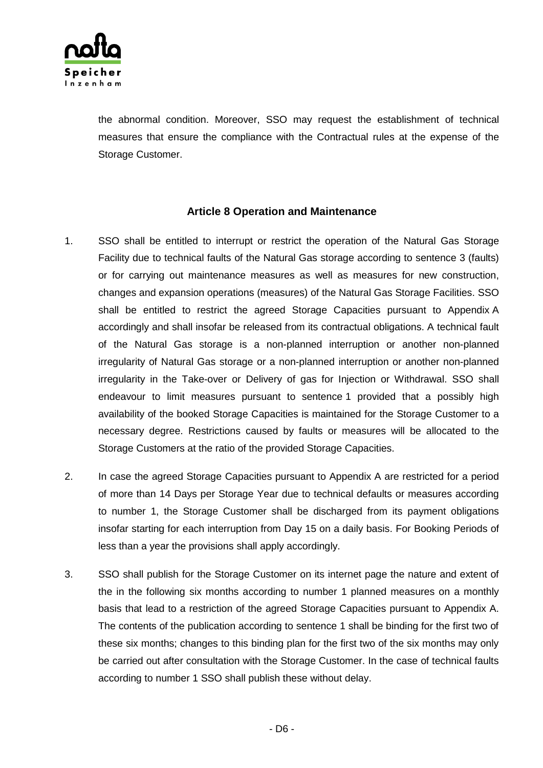the abnormal condition. Moreover, SSO may request the establishment of technical measures that ensure the compliance with the Contractual rules at the expense of the Storage Customer.

## Article 8 Operation and Maintenance

1. SSO shall be entitled to interrupt or restrict the operation of the Natural Gas Storage Facility due to technical faults of the Natural Gas storage according to sentence 3 (faults) or for carrying out maintenance measures as well as measures for new construction, changes and expansion operations (measures) of the Natural Gas Storage Facilities. SSO shall be entitled to restrict the agreed Storage Capacities pursuant to Appendix A accordingly and shall insofar be released from its contractual obligations. A technical fault of the Natural Gas storage is a non-planned interruption or another non-planned irregularity of Natural Gas storage or a non-planned interruption or another non-planned irregularity in the Take-over or Delivery of gas for Injection or Withdrawal. SSO shall endeavour to limit measures pursuant to sentence 1 provided that a possibly high availability of the booked Storage Capacities is maintained for the Storage Customer to a necessary degree. Restrictions caused by faults or measures will be allocated to the Storage Customers at the ratio of the provided Storage Capacities.

2. In case the agreed Storage Capacities pursuant to Appendix A are restricted for a period of more than 14 Days per Storage Year due to technical defaults or measures according to number 1, the Storage Customer shall be discharged from its payment obligations insofar starting for each interruption from Day 15 on a daily basis. For Booking Periods of less than a year the provisions shall apply accordingly.

3. SSO shall publish for the Storage Customer on its internet page the nature and extent of the in the following six months according to number 1 planned measures on a monthly basis that lead to a restriction of the agreed Storage Capacities pursuant to Appendix A. The contents of the publication according to sentence 1 shall be binding for the first two of these six months; changes to this binding plan for the first two of the six months may only be carried out after consultation with the Storage Customer. In the case of technical faults according to number 1 SSO shall publish these without delay.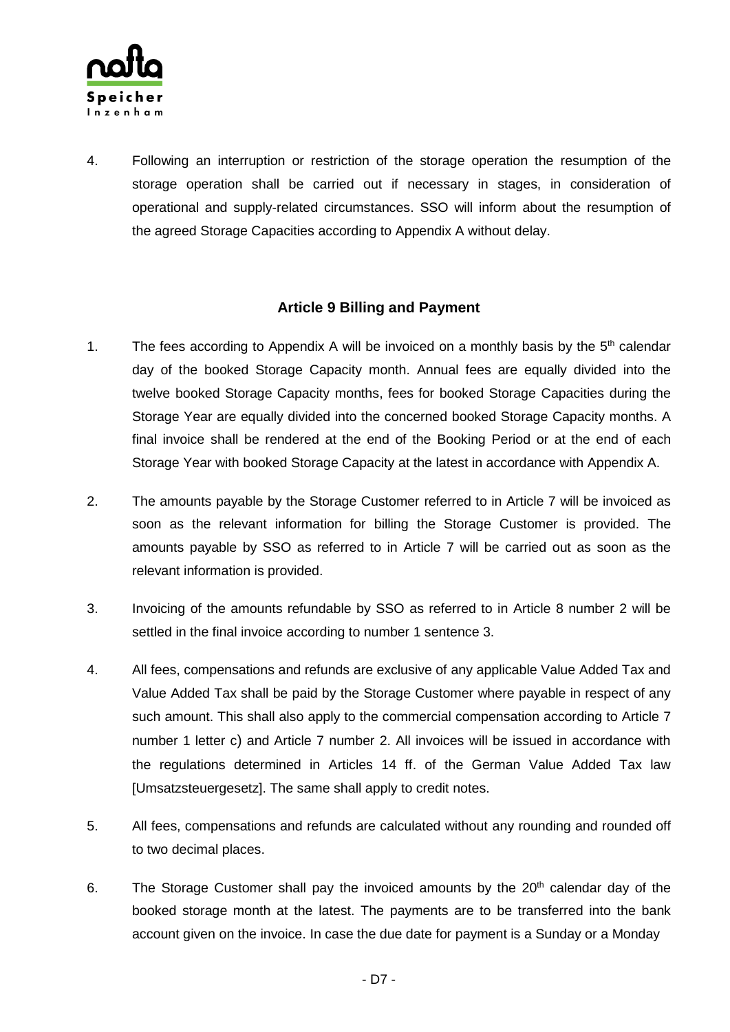4. Following an interruption or restriction of the storage operation the resumption of the storage operation shall be carried out if necessary in stages, in consideration of operational and supply-related circumstances. SSO will inform about the resumption of the agreed Storage Capacities according to Appendix A without delay.

### Article 9 Billing and Payment

1. The fees according to Appendix A will be invoiced on a monthly basis by the 5th calendar day of the booked Storage Capacity month. Annual fees are equally divided into the twelve booked Storage Capacity months, fees for booked Storage Capacities during the Storage Year are equally divided into the concerned booked Storage Capacity months. A final invoice shall be rendered at the end of the Booking Period or at the end of each Storage Year with booked Storage Capacity at the latest in accordance with Appendix A.

2. The amounts payable by the Storage Customer referred to in Article 7 will be invoiced as soon as the relevant information for billing the Storage Customer is provided. The amounts payable by SSO as referred to in Article 7 will be carried out as soon as the relevant information is provided.

3. Invoicing of the amounts refundable by SSO as referred to in Article 8 number 2 will be settled in the final invoice according to number 1 sentence 3.

4. All fees, compensations and refunds are exclusive of any applicable Value Added Tax and Value Added Tax shall be paid by the Storage Customer where payable in respect of any such amount. This shall also apply to the commercial compensation according to Article 7 number 1 letter c) and Article 7 number 2. All invoices will be issued in accordance with the regulations determined in Articles 14 ff. of the German Value Added Tax law [Umsatzsteuergesetz]. The same shall apply to credit notes.

5. All fees, compensations and refunds are calculated without any rounding and rounded off to two decimal places.

6. The Storage Customer shall pay the invoiced amounts by the 20th calendar day of the booked storage month at the latest. The payments are to be transferred into the bank account given on the invoice. In case the due date for payment is a Sunday or a Monday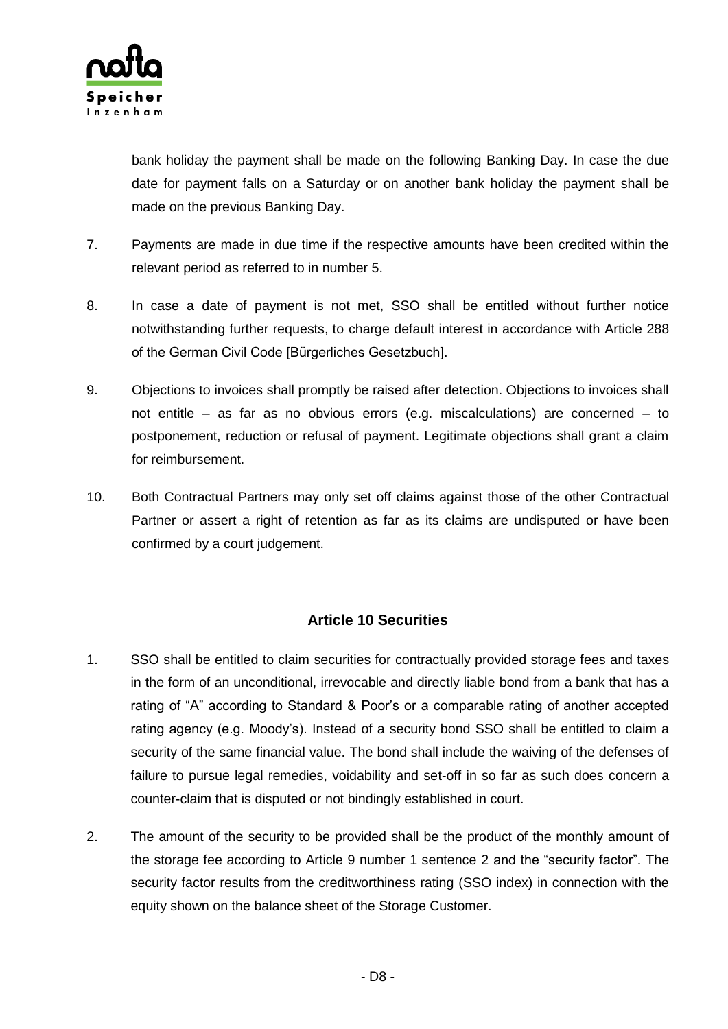bank holiday the payment shall be made on the following Banking Day. In case the due date for payment falls on a Saturday or on another bank holiday the payment shall be made on the previous Banking Day.

7. Payments are made in due time if the respective amounts have been credited within the relevant period as referred to in number 5.

8. In case a date of payment is not met, SSO shall be entitled without further notice notwithstanding further requests, to charge default interest in accordance with Article 288 of the German Civil Code [Bürgerliches Gesetzbuch].

9. Objections to invoices shall promptly be raised after detection. Objections to invoices shall not entitle – as far as no obvious errors (e.g. miscalculations) are concerned – to postponement, reduction or refusal of payment. Legitimate objections shall grant a claim for reimbursement.

10. Both Contractual Partners may only set off claims against those of the other Contractual Partner or assert a right of retention as far as its claims are undisputed or have been confirmed by a court judgement.

### Article 10 Securities

1. SSO shall be entitled to claim securities for contractually provided storage fees and taxes in the form of an unconditional, irrevocable and directly liable bond from a bank that has a rating of "A" according to Standard & Poor's or a comparable rating of another accepted rating agency (e.g. Moody's). Instead of a security bond SSO shall be entitled to claim a security of the same financial value. The bond shall include the waiving of the defenses of failure to pursue legal remedies, voidability and set-off in so far as such does concern a counter-claim that is disputed or not bindingly established in court.

2. The amount of the security to be provided shall be the product of the monthly amount of the storage fee according to Article 9 number 1 sentence 2 and the "security factor". The security factor results from the creditworthiness rating (SSO index) in connection with the equity shown on the balance sheet of the Storage Customer.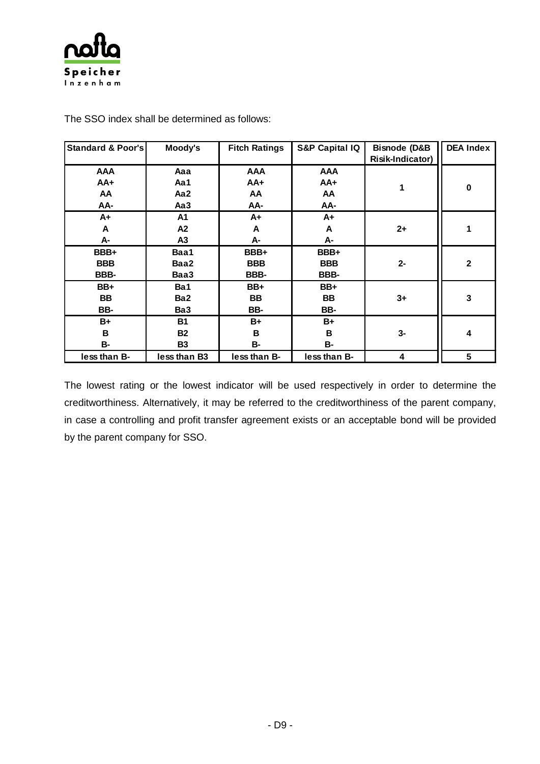The SSO index shall be determined as follows:

| Standard & Poor's | Moody's | Fitch Ratings | S&P Capital IQ | Bisnode (D&B Risik-Indicator) | DEA Index |
|---|---|---|---|---|---|
| AAA<br>AA+<br>AA<br>AA- | Aaa<br>Aa1<br>Aa2<br>Aa3 | AAA<br>AA+<br>AA<br>AA- | AAA<br>AA+<br>AA<br>AA- | 1 | 0 |
| A+<br>A<br>A- | A1<br>A2<br>A3 | A+<br>A<br>A- | A+<br>A<br>A- | 2+ | 1 |
| BBB+<br>BBB<br>BBB- | Baa1<br>Baa2<br>Baa3 | BBB+<br>BBB<br>BBB- | BBB+<br>BBB<br>BBB- | 2- | 2 |
| BB+<br>BB<br>BB- | Ba1<br>Ba2<br>Ba3 | BB+<br>BB<br>BB- | BB+<br>BB<br>BB- | 3+ | 3 |
| B+<br>B<br>B- | B1<br>B2<br>B3 | B+<br>B<br>B- | B+<br>B<br>B- | 3- | 4 |
| less than B- | less than B3 | less than B- | less than B- | 4 | 5 |

The lowest rating or the lowest indicator will be used respectively in order to determine the creditworthiness. Alternatively, it may be referred to the creditworthiness of the parent company, in case a controlling and profit transfer agreement exists or an acceptable bond will be provided by the parent company for SSO.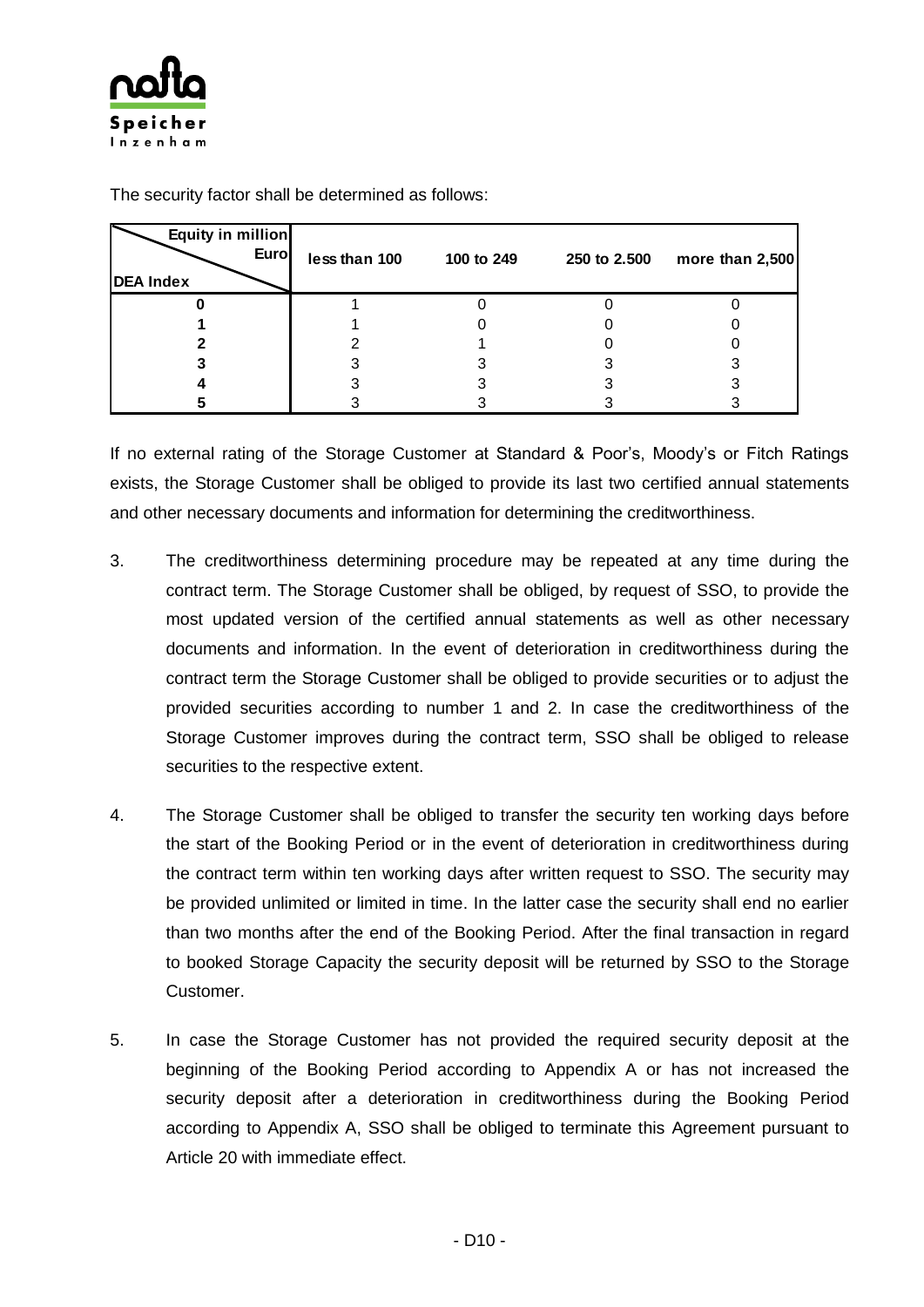The security factor shall be determined as follows:

| Equity in million Euro / DEA Index | less than 100 | 100 to 249 | 250 to 2.500 | more than 2,500 |
|---|---|---|---|---|
| 0 | 1 | 0 | 0 | 0 |
| 1 | 1 | 0 | 0 | 0 |
| 2 | 2 | 1 | 0 | 0 |
| 3 | 3 | 3 | 3 | 3 |
| 4 | 3 | 3 | 3 | 3 |
| 5 | 3 | 3 | 3 | 3 |

If no external rating of the Storage Customer at Standard & Poor's, Moody's or Fitch Ratings exists, the Storage Customer shall be obliged to provide its last two certified annual statements and other necessary documents and information for determining the creditworthiness.

3. The creditworthiness determining procedure may be repeated at any time during the contract term. The Storage Customer shall be obliged, by request of SSO, to provide the most updated version of the certified annual statements as well as other necessary documents and information. In the event of deterioration in creditworthiness during the contract term the Storage Customer shall be obliged to provide securities or to adjust the provided securities according to number 1 and 2. In case the creditworthiness of the Storage Customer improves during the contract term, SSO shall be obliged to release securities to the respective extent.

4. The Storage Customer shall be obliged to transfer the security ten working days before the start of the Booking Period or in the event of deterioration in creditworthiness during the contract term within ten working days after written request to SSO. The security may be provided unlimited or limited in time. In the latter case the security shall end no earlier than two months after the end of the Booking Period. After the final transaction in regard to booked Storage Capacity the security deposit will be returned by SSO to the Storage Customer.

5. In case the Storage Customer has not provided the required security deposit at the beginning of the Booking Period according to Appendix A or has not increased the security deposit after a deterioration in creditworthiness during the Booking Period according to Appendix A, SSO shall be obliged to terminate this Agreement pursuant to Article 20 with immediate effect.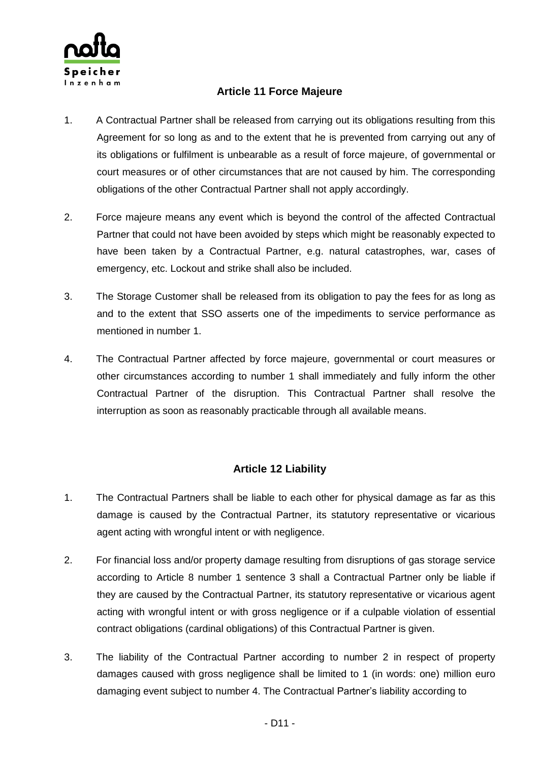## Article 11 Force Majeure

1. A Contractual Partner shall be released from carrying out its obligations resulting from this Agreement for so long as and to the extent that he is prevented from carrying out any of its obligations or fulfilment is unbearable as a result of force majeure, of governmental or court measures or of other circumstances that are not caused by him. The corresponding obligations of the other Contractual Partner shall not apply accordingly.

2. Force majeure means any event which is beyond the control of the affected Contractual Partner that could not have been avoided by steps which might be reasonably expected to have been taken by a Contractual Partner, e.g. natural catastrophes, war, cases of emergency, etc. Lockout and strike shall also be included.

3. The Storage Customer shall be released from its obligation to pay the fees for as long as and to the extent that SSO asserts one of the impediments to service performance as mentioned in number 1.

4. The Contractual Partner affected by force majeure, governmental or court measures or other circumstances according to number 1 shall immediately and fully inform the other Contractual Partner of the disruption. This Contractual Partner shall resolve the interruption as soon as reasonably practicable through all available means.

## Article 12 Liability

1. The Contractual Partners shall be liable to each other for physical damage as far as this damage is caused by the Contractual Partner, its statutory representative or vicarious agent acting with wrongful intent or with negligence.

2. For financial loss and/or property damage resulting from disruptions of gas storage service according to Article 8 number 1 sentence 3 shall a Contractual Partner only be liable if they are caused by the Contractual Partner, its statutory representative or vicarious agent acting with wrongful intent or with gross negligence or if a culpable violation of essential contract obligations (cardinal obligations) of this Contractual Partner is given.

3. The liability of the Contractual Partner according to number 2 in respect of property damages caused with gross negligence shall be limited to 1 (in words: one) million euro damaging event subject to number 4. The Contractual Partner's liability according to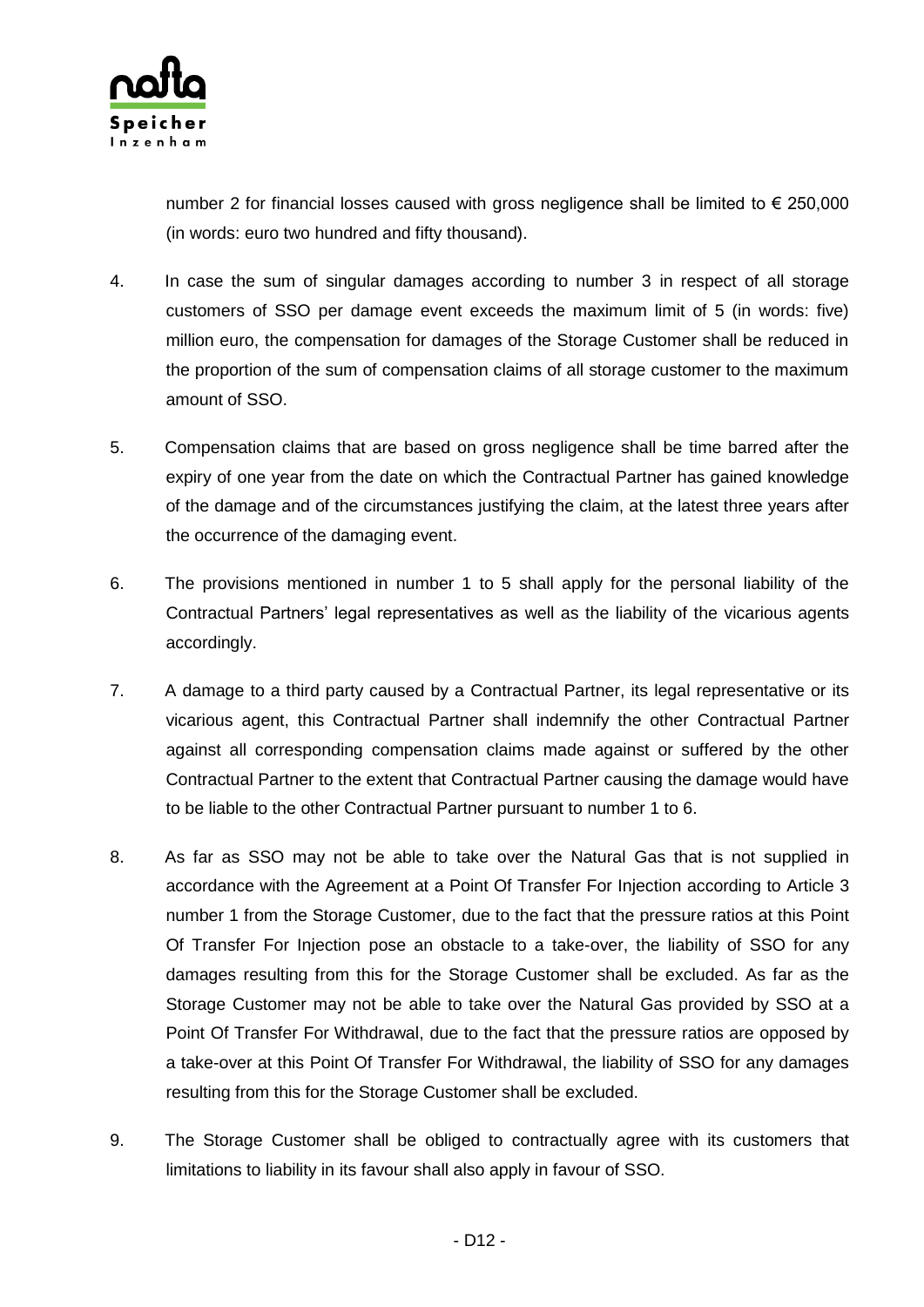number 2 for financial losses caused with gross negligence shall be limited to € 250,000 (in words: euro two hundred and fifty thousand).

4. In case the sum of singular damages according to number 3 in respect of all storage customers of SSO per damage event exceeds the maximum limit of 5 (in words: five) million euro, the compensation for damages of the Storage Customer shall be reduced in the proportion of the sum of compensation claims of all storage customer to the maximum amount of SSO.

5. Compensation claims that are based on gross negligence shall be time barred after the expiry of one year from the date on which the Contractual Partner has gained knowledge of the damage and of the circumstances justifying the claim, at the latest three years after the occurrence of the damaging event.

6. The provisions mentioned in number 1 to 5 shall apply for the personal liability of the Contractual Partners' legal representatives as well as the liability of the vicarious agents accordingly.

7. A damage to a third party caused by a Contractual Partner, its legal representative or its vicarious agent, this Contractual Partner shall indemnify the other Contractual Partner against all corresponding compensation claims made against or suffered by the other Contractual Partner to the extent that Contractual Partner causing the damage would have to be liable to the other Contractual Partner pursuant to number 1 to 6.

8. As far as SSO may not be able to take over the Natural Gas that is not supplied in accordance with the Agreement at a Point Of Transfer For Injection according to Article 3 number 1 from the Storage Customer, due to the fact that the pressure ratios at this Point Of Transfer For Injection pose an obstacle to a take-over, the liability of SSO for any damages resulting from this for the Storage Customer shall be excluded. As far as the Storage Customer may not be able to take over the Natural Gas provided by SSO at a Point Of Transfer For Withdrawal, due to the fact that the pressure ratios are opposed by a take-over at this Point Of Transfer For Withdrawal, the liability of SSO for any damages resulting from this for the Storage Customer shall be excluded.

9. The Storage Customer shall be obliged to contractually agree with its customers that limitations to liability in its favour shall also apply in favour of SSO.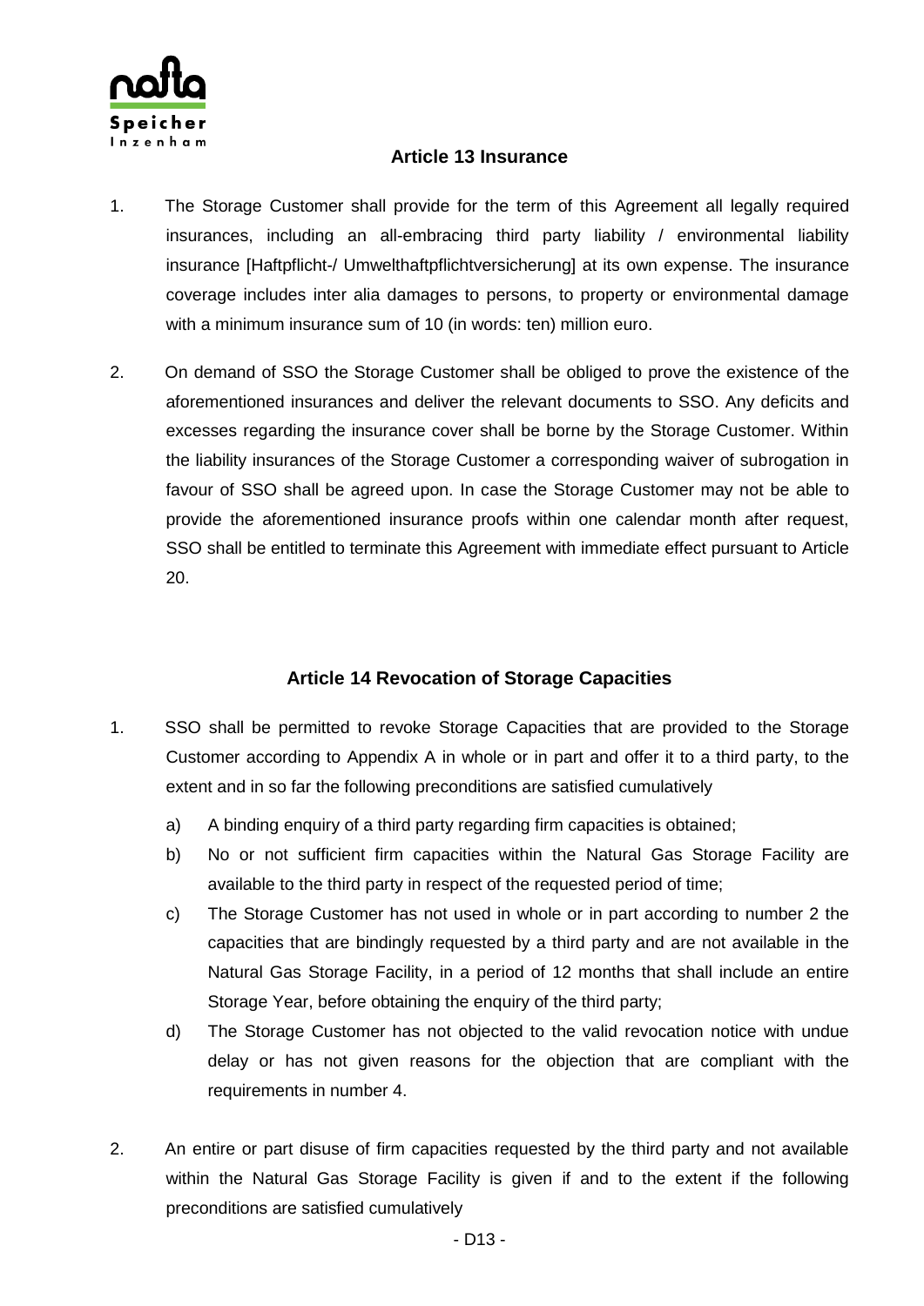### Article 13 Insurance

1. The Storage Customer shall provide for the term of this Agreement all legally required insurances, including an all-embracing third party liability / environmental liability insurance [Haftpflicht-/ Umwelthaftpflichtversicherung] at its own expense. The insurance coverage includes inter alia damages to persons, to property or environmental damage with a minimum insurance sum of 10 (in words: ten) million euro.

2. On demand of SSO the Storage Customer shall be obliged to prove the existence of the aforementioned insurances and deliver the relevant documents to SSO. Any deficits and excesses regarding the insurance cover shall be borne by the Storage Customer. Within the liability insurances of the Storage Customer a corresponding waiver of subrogation in favour of SSO shall be agreed upon. In case the Storage Customer may not be able to provide the aforementioned insurance proofs within one calendar month after request, SSO shall be entitled to terminate this Agreement with immediate effect pursuant to Article 20.

### Article 14 Revocation of Storage Capacities

1. SSO shall be permitted to revoke Storage Capacities that are provided to the Storage Customer according to Appendix A in whole or in part and offer it to a third party, to the extent and in so far the following preconditions are satisfied cumulatively

   a) A binding enquiry of a third party regarding firm capacities is obtained;

   b) No or not sufficient firm capacities within the Natural Gas Storage Facility are available to the third party in respect of the requested period of time;

   c) The Storage Customer has not used in whole or in part according to number 2 the capacities that are bindingly requested by a third party and are not available in the Natural Gas Storage Facility, in a period of 12 months that shall include an entire Storage Year, before obtaining the enquiry of the third party;

   d) The Storage Customer has not objected to the valid revocation notice with undue delay or has not given reasons for the objection that are compliant with the requirements in number 4.

2. An entire or part disuse of firm capacities requested by the third party and not available within the Natural Gas Storage Facility is given if and to the extent if the following preconditions are satisfied cumulatively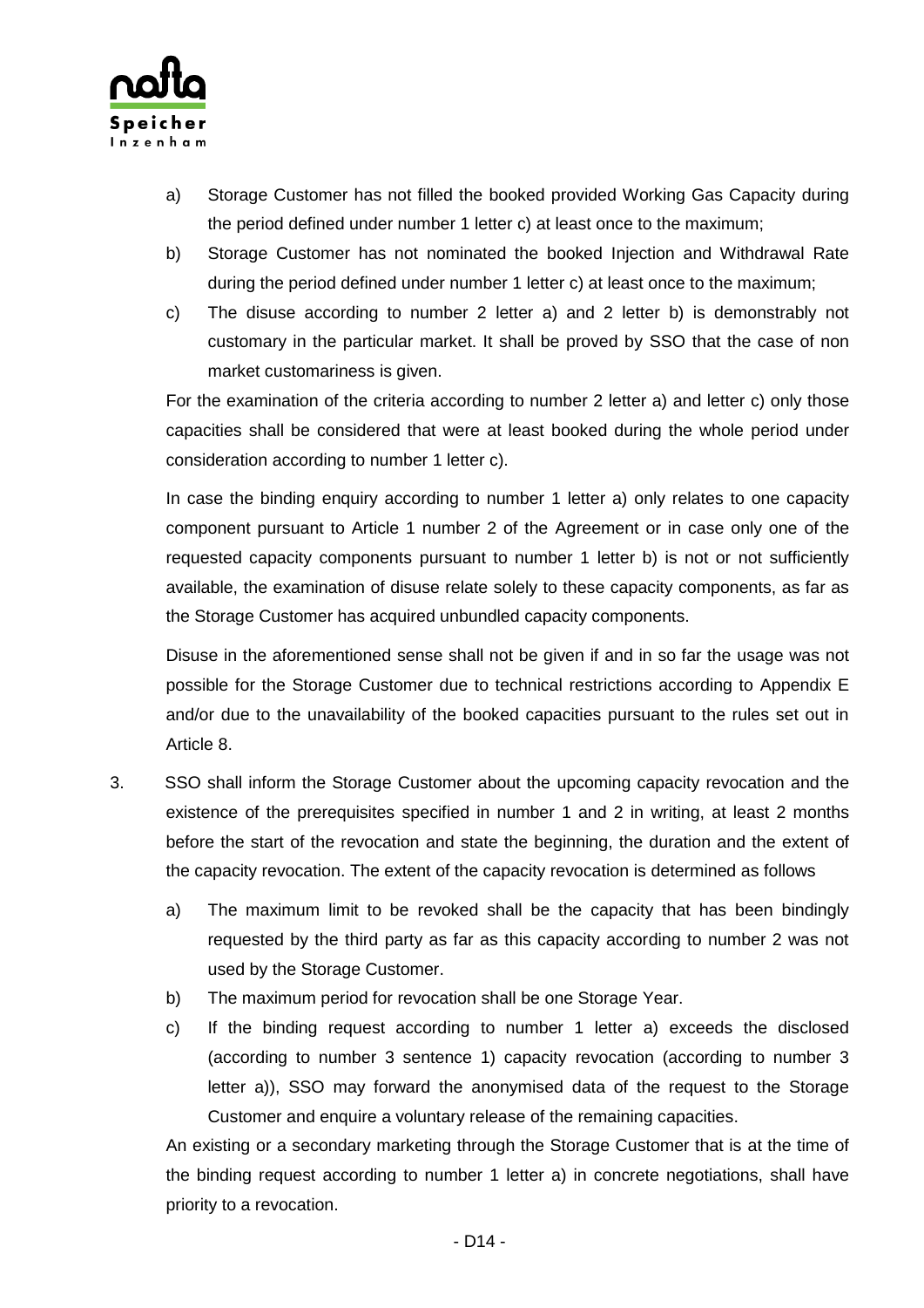a) Storage Customer has not filled the booked provided Working Gas Capacity during the period defined under number 1 letter c) at least once to the maximum;

b) Storage Customer has not nominated the booked Injection and Withdrawal Rate during the period defined under number 1 letter c) at least once to the maximum;

c) The disuse according to number 2 letter a) and 2 letter b) is demonstrably not customary in the particular market. It shall be proved by SSO that the case of non market customariness is given.

For the examination of the criteria according to number 2 letter a) and letter c) only those capacities shall be considered that were at least booked during the whole period under consideration according to number 1 letter c).

In case the binding enquiry according to number 1 letter a) only relates to one capacity component pursuant to Article 1 number 2 of the Agreement or in case only one of the requested capacity components pursuant to number 1 letter b) is not or not sufficiently available, the examination of disuse relate solely to these capacity components, as far as the Storage Customer has acquired unbundled capacity components.

Disuse in the aforementioned sense shall not be given if and in so far the usage was not possible for the Storage Customer due to technical restrictions according to Appendix E and/or due to the unavailability of the booked capacities pursuant to the rules set out in Article 8.

3. SSO shall inform the Storage Customer about the upcoming capacity revocation and the existence of the prerequisites specified in number 1 and 2 in writing, at least 2 months before the start of the revocation and state the beginning, the duration and the extent of the capacity revocation. The extent of the capacity revocation is determined as follows

   a) The maximum limit to be revoked shall be the capacity that has been bindingly requested by the third party as far as this capacity according to number 2 was not used by the Storage Customer.

   b) The maximum period for revocation shall be one Storage Year.

   c) If the binding request according to number 1 letter a) exceeds the disclosed (according to number 3 sentence 1) capacity revocation (according to number 3 letter a)), SSO may forward the anonymised data of the request to the Storage Customer and enquire a voluntary release of the remaining capacities.

   An existing or a secondary marketing through the Storage Customer that is at the time of the binding request according to number 1 letter a) in concrete negotiations, shall have priority to a revocation.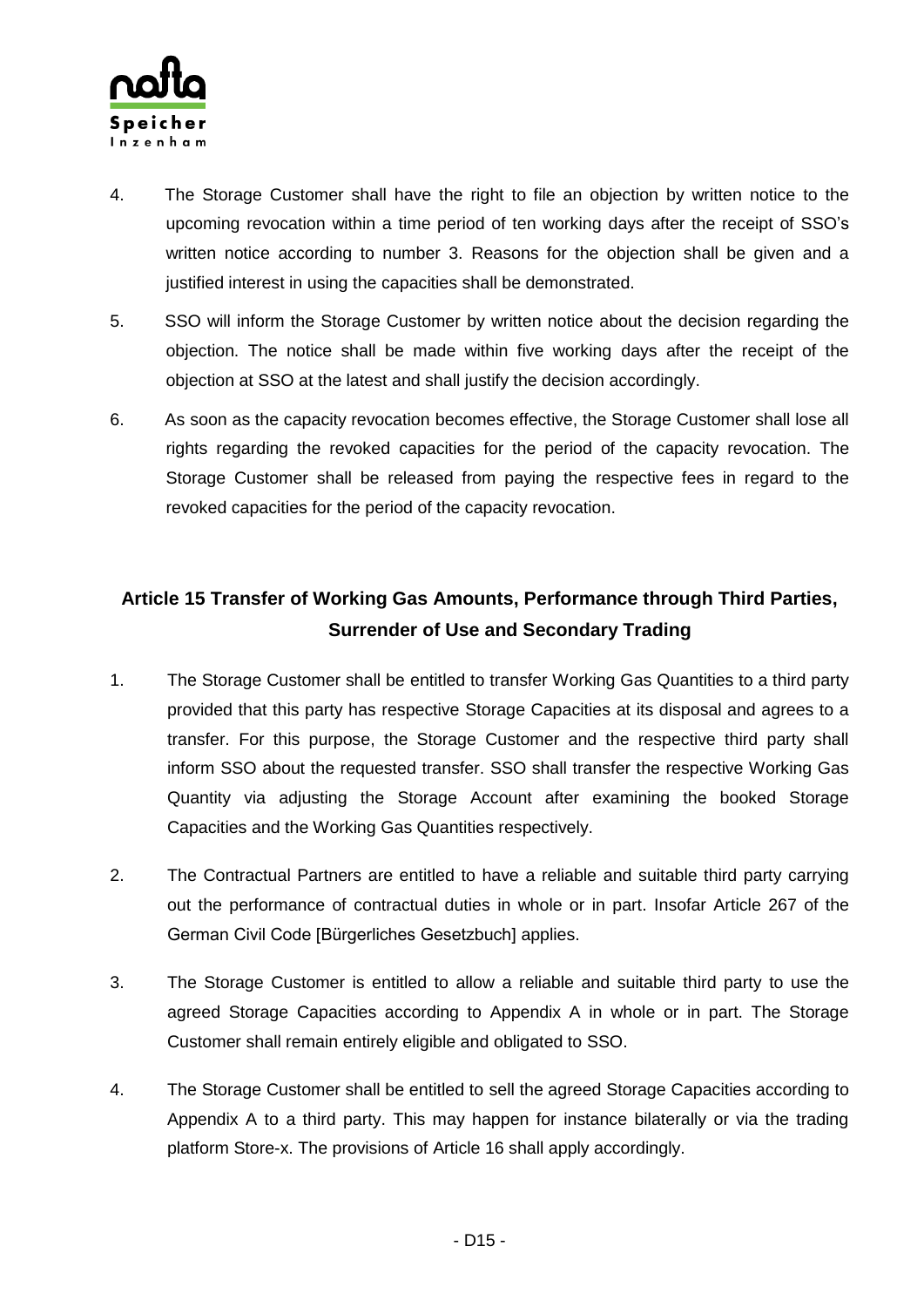4. The Storage Customer shall have the right to file an objection by written notice to the upcoming revocation within a time period of ten working days after the receipt of SSO's written notice according to number 3. Reasons for the objection shall be given and a justified interest in using the capacities shall be demonstrated.

5. SSO will inform the Storage Customer by written notice about the decision regarding the objection. The notice shall be made within five working days after the receipt of the objection at SSO at the latest and shall justify the decision accordingly.

6. As soon as the capacity revocation becomes effective, the Storage Customer shall lose all rights regarding the revoked capacities for the period of the capacity revocation. The Storage Customer shall be released from paying the respective fees in regard to the revoked capacities for the period of the capacity revocation.

## Article 15 Transfer of Working Gas Amounts, Performance through Third Parties, Surrender of Use and Secondary Trading

1. The Storage Customer shall be entitled to transfer Working Gas Quantities to a third party provided that this party has respective Storage Capacities at its disposal and agrees to a transfer. For this purpose, the Storage Customer and the respective third party shall inform SSO about the requested transfer. SSO shall transfer the respective Working Gas Quantity via adjusting the Storage Account after examining the booked Storage Capacities and the Working Gas Quantities respectively.

2. The Contractual Partners are entitled to have a reliable and suitable third party carrying out the performance of contractual duties in whole or in part. Insofar Article 267 of the German Civil Code [Bürgerliches Gesetzbuch] applies.

3. The Storage Customer is entitled to allow a reliable and suitable third party to use the agreed Storage Capacities according to Appendix A in whole or in part. The Storage Customer shall remain entirely eligible and obligated to SSO.

4. The Storage Customer shall be entitled to sell the agreed Storage Capacities according to Appendix A to a third party. This may happen for instance bilaterally or via the trading platform Store-x. The provisions of Article 16 shall apply accordingly.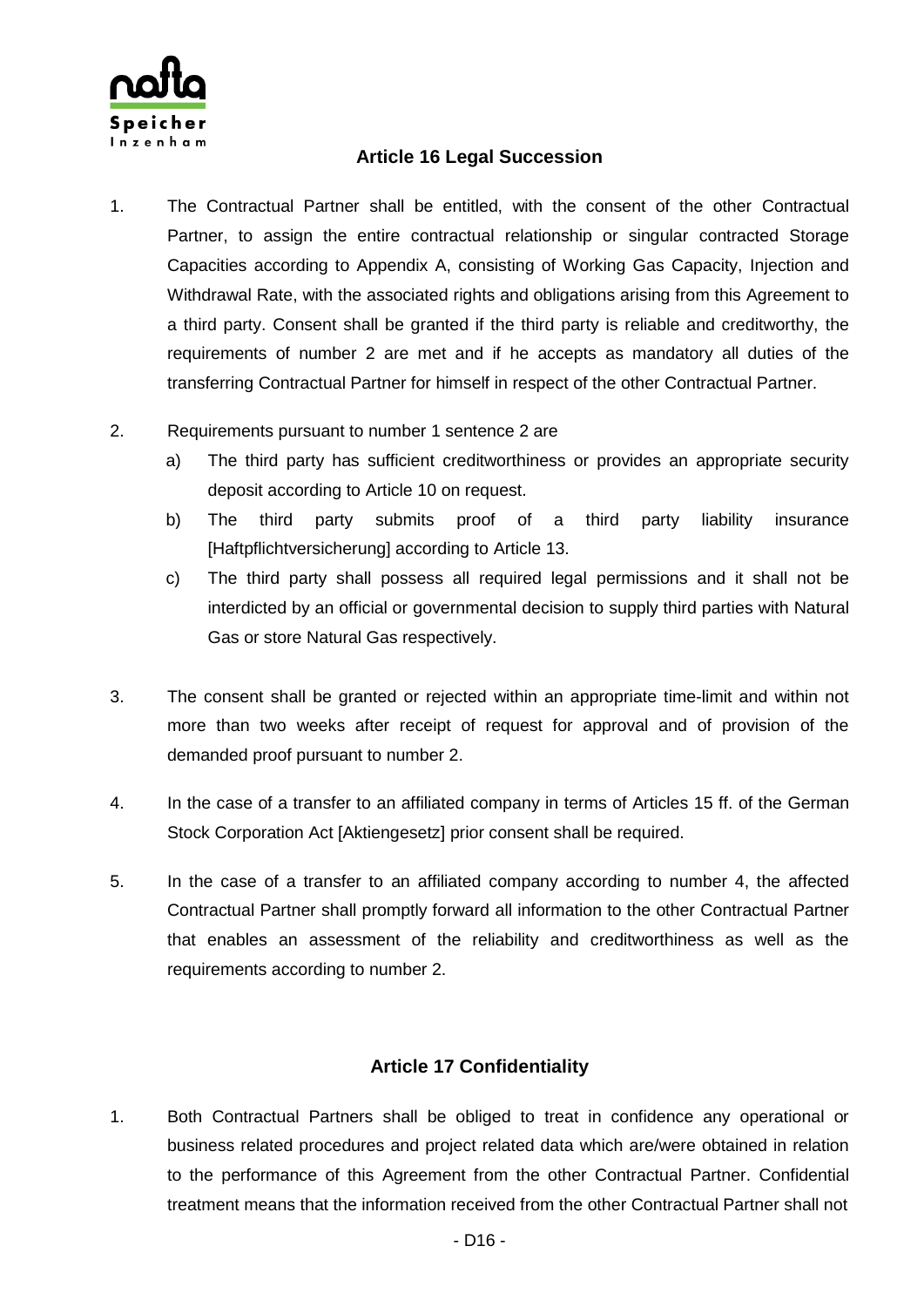## Article 16 Legal Succession

1. The Contractual Partner shall be entitled, with the consent of the other Contractual Partner, to assign the entire contractual relationship or singular contracted Storage Capacities according to Appendix A, consisting of Working Gas Capacity, Injection and Withdrawal Rate, with the associated rights and obligations arising from this Agreement to a third party. Consent shall be granted if the third party is reliable and creditworthy, the requirements of number 2 are met and if he accepts as mandatory all duties of the transferring Contractual Partner for himself in respect of the other Contractual Partner.

2. Requirements pursuant to number 1 sentence 2 are
   a) The third party has sufficient creditworthiness or provides an appropriate security deposit according to Article 10 on request.
   b) The third party submits proof of a third party liability insurance [Haftpflichtversicherung] according to Article 13.
   c) The third party shall possess all required legal permissions and it shall not be interdicted by an official or governmental decision to supply third parties with Natural Gas or store Natural Gas respectively.

3. The consent shall be granted or rejected within an appropriate time-limit and within not more than two weeks after receipt of request for approval and of provision of the demanded proof pursuant to number 2.

4. In the case of a transfer to an affiliated company in terms of Articles 15 ff. of the German Stock Corporation Act [Aktiengesetz] prior consent shall be required.

5. In the case of a transfer to an affiliated company according to number 4, the affected Contractual Partner shall promptly forward all information to the other Contractual Partner that enables an assessment of the reliability and creditworthiness as well as the requirements according to number 2.

## Article 17 Confidentiality

1. Both Contractual Partners shall be obliged to treat in confidence any operational or business related procedures and project related data which are/were obtained in relation to the performance of this Agreement from the other Contractual Partner. Confidential treatment means that the information received from the other Contractual Partner shall not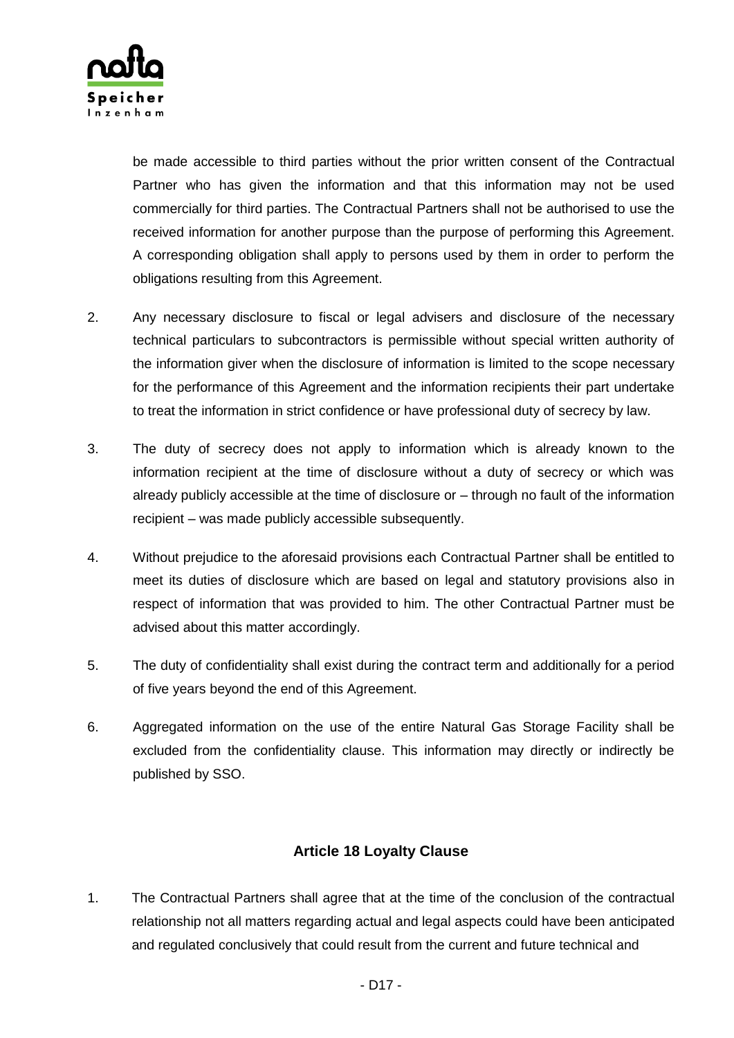be made accessible to third parties without the prior written consent of the Contractual Partner who has given the information and that this information may not be used commercially for third parties. The Contractual Partners shall not be authorised to use the received information for another purpose than the purpose of performing this Agreement. A corresponding obligation shall apply to persons used by them in order to perform the obligations resulting from this Agreement.

2. Any necessary disclosure to fiscal or legal advisers and disclosure of the necessary technical particulars to subcontractors is permissible without special written authority of the information giver when the disclosure of information is limited to the scope necessary for the performance of this Agreement and the information recipients their part undertake to treat the information in strict confidence or have professional duty of secrecy by law.

3. The duty of secrecy does not apply to information which is already known to the information recipient at the time of disclosure without a duty of secrecy or which was already publicly accessible at the time of disclosure or – through no fault of the information recipient – was made publicly accessible subsequently.

4. Without prejudice to the aforesaid provisions each Contractual Partner shall be entitled to meet its duties of disclosure which are based on legal and statutory provisions also in respect of information that was provided to him. The other Contractual Partner must be advised about this matter accordingly.

5. The duty of confidentiality shall exist during the contract term and additionally for a period of five years beyond the end of this Agreement.

6. Aggregated information on the use of the entire Natural Gas Storage Facility shall be excluded from the confidentiality clause. This information may directly or indirectly be published by SSO.

## Article 18 Loyalty Clause

1. The Contractual Partners shall agree that at the time of the conclusion of the contractual relationship not all matters regarding actual and legal aspects could have been anticipated and regulated conclusively that could result from the current and future technical and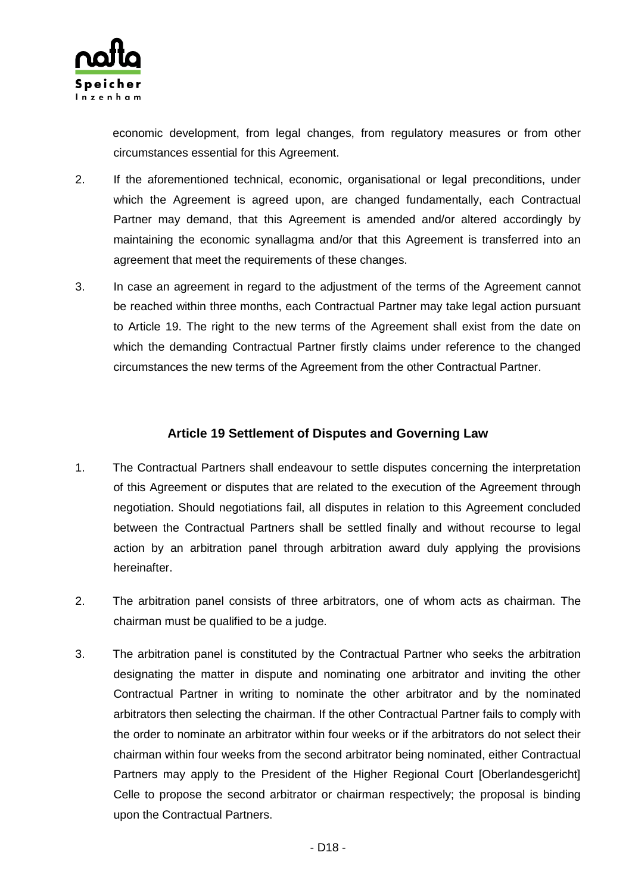economic development, from legal changes, from regulatory measures or from other circumstances essential for this Agreement.

2. If the aforementioned technical, economic, organisational or legal preconditions, under which the Agreement is agreed upon, are changed fundamentally, each Contractual Partner may demand, that this Agreement is amended and/or altered accordingly by maintaining the economic synallagma and/or that this Agreement is transferred into an agreement that meet the requirements of these changes.

3. In case an agreement in regard to the adjustment of the terms of the Agreement cannot be reached within three months, each Contractual Partner may take legal action pursuant to Article 19. The right to the new terms of the Agreement shall exist from the date on which the demanding Contractual Partner firstly claims under reference to the changed circumstances the new terms of the Agreement from the other Contractual Partner.

## Article 19 Settlement of Disputes and Governing Law

1. The Contractual Partners shall endeavour to settle disputes concerning the interpretation of this Agreement or disputes that are related to the execution of the Agreement through negotiation. Should negotiations fail, all disputes in relation to this Agreement concluded between the Contractual Partners shall be settled finally and without recourse to legal action by an arbitration panel through arbitration award duly applying the provisions hereinafter.

2. The arbitration panel consists of three arbitrators, one of whom acts as chairman. The chairman must be qualified to be a judge.

3. The arbitration panel is constituted by the Contractual Partner who seeks the arbitration designating the matter in dispute and nominating one arbitrator and inviting the other Contractual Partner in writing to nominate the other arbitrator and by the nominated arbitrators then selecting the chairman. If the other Contractual Partner fails to comply with the order to nominate an arbitrator within four weeks or if the arbitrators do not select their chairman within four weeks from the second arbitrator being nominated, either Contractual Partners may apply to the President of the Higher Regional Court [Oberlandesgericht] Celle to propose the second arbitrator or chairman respectively; the proposal is binding upon the Contractual Partners.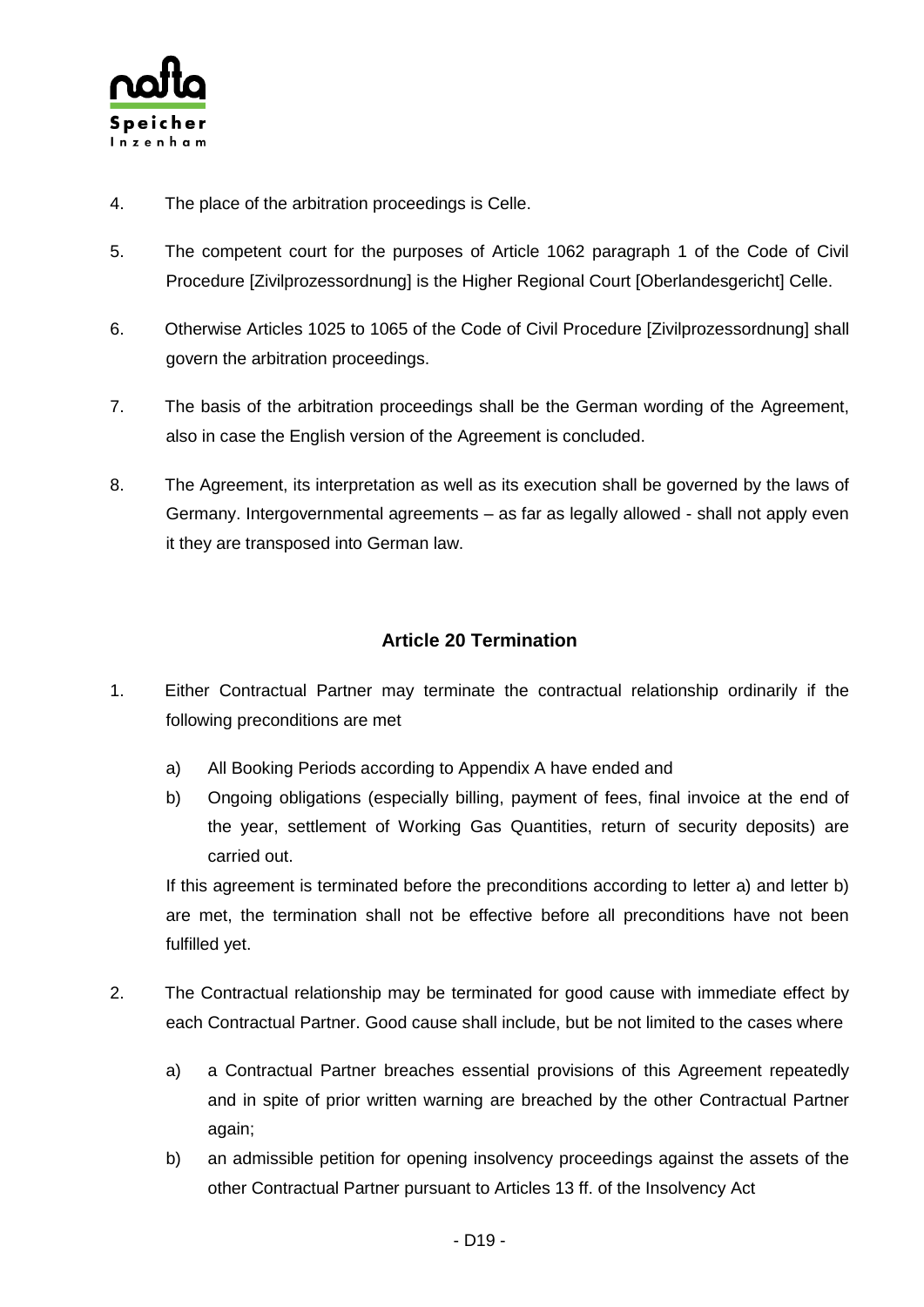4. The place of the arbitration proceedings is Celle.

5. The competent court for the purposes of Article 1062 paragraph 1 of the Code of Civil Procedure [Zivilprozessordnung] is the Higher Regional Court [Oberlandesgericht] Celle.

6. Otherwise Articles 1025 to 1065 of the Code of Civil Procedure [Zivilprozessordnung] shall govern the arbitration proceedings.

7. The basis of the arbitration proceedings shall be the German wording of the Agreement, also in case the English version of the Agreement is concluded.

8. The Agreement, its interpretation as well as its execution shall be governed by the laws of Germany. Intergovernmental agreements – as far as legally allowed - shall not apply even it they are transposed into German law.

## Article 20 Termination

1. Either Contractual Partner may terminate the contractual relationship ordinarily if the following preconditions are met

   a) All Booking Periods according to Appendix A have ended and

   b) Ongoing obligations (especially billing, payment of fees, final invoice at the end of the year, settlement of Working Gas Quantities, return of security deposits) are carried out.

   If this agreement is terminated before the preconditions according to letter a) and letter b) are met, the termination shall not be effective before all preconditions have not been fulfilled yet.

2. The Contractual relationship may be terminated for good cause with immediate effect by each Contractual Partner. Good cause shall include, but be not limited to the cases where

   a) a Contractual Partner breaches essential provisions of this Agreement repeatedly and in spite of prior written warning are breached by the other Contractual Partner again;

   b) an admissible petition for opening insolvency proceedings against the assets of the other Contractual Partner pursuant to Articles 13 ff. of the Insolvency Act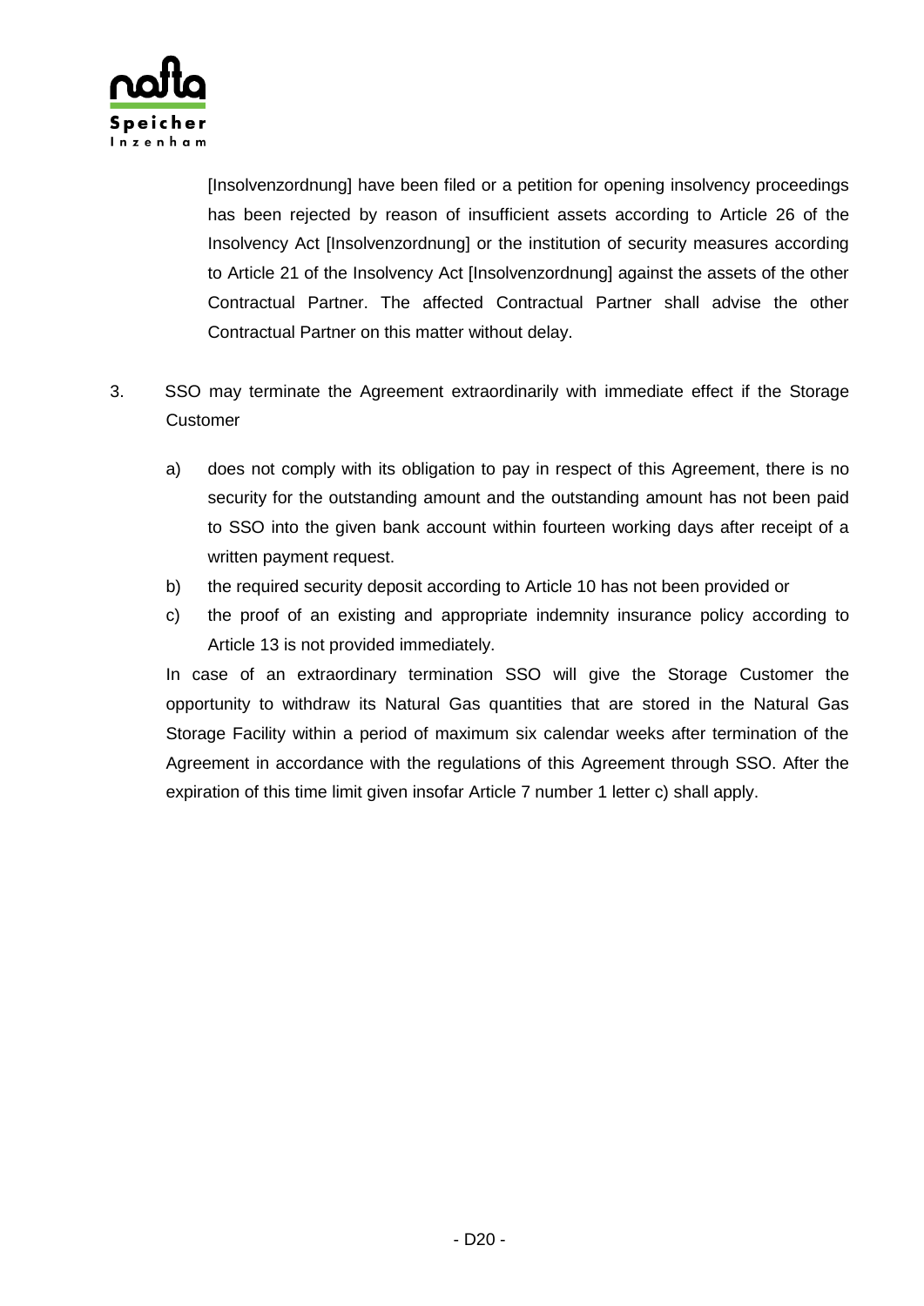[Insolvenzordnung] have been filed or a petition for opening insolvency proceedings has been rejected by reason of insufficient assets according to Article 26 of the Insolvency Act [Insolvenzordnung] or the institution of security measures according to Article 21 of the Insolvency Act [Insolvenzordnung] against the assets of the other Contractual Partner. The affected Contractual Partner shall advise the other Contractual Partner on this matter without delay.

3. SSO may terminate the Agreement extraordinarily with immediate effect if the Storage Customer

   a) does not comply with its obligation to pay in respect of this Agreement, there is no security for the outstanding amount and the outstanding amount has not been paid to SSO into the given bank account within fourteen working days after receipt of a written payment request.

   b) the required security deposit according to Article 10 has not been provided or

   c) the proof of an existing and appropriate indemnity insurance policy according to Article 13 is not provided immediately.

   In case of an extraordinary termination SSO will give the Storage Customer the opportunity to withdraw its Natural Gas quantities that are stored in the Natural Gas Storage Facility within a period of maximum six calendar weeks after termination of the Agreement in accordance with the regulations of this Agreement through SSO. After the expiration of this time limit given insofar Article 7 number 1 letter c) shall apply.